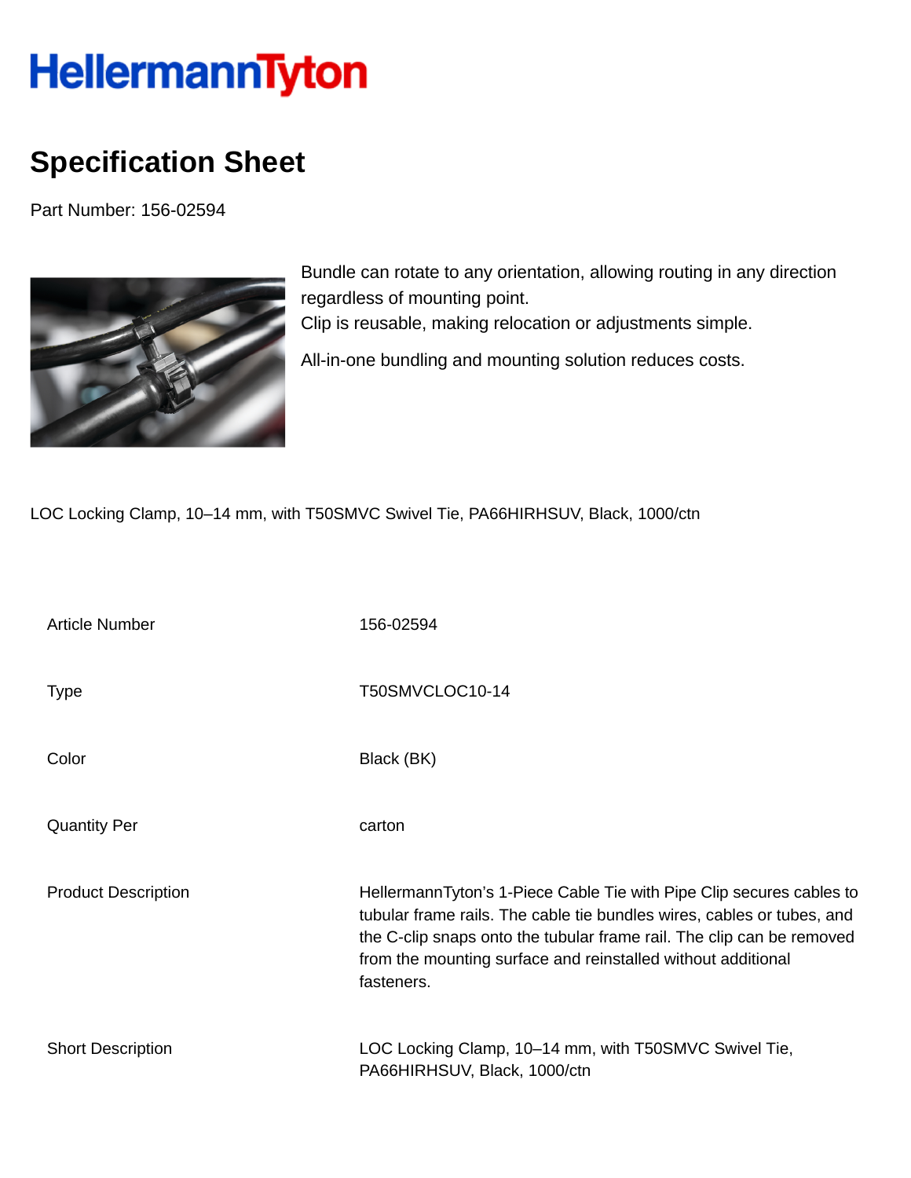# HellermannTyton

## Specification Sheet

Part Number: 156-02594

Bundle can rotate to any orientation, allowing routing in any direction regardless of mounting point.
Clip is reusable, making relocation or adjustments simple.

All-in-one bundling and mounting solution reduces costs.

LOC Locking Clamp, 10–14 mm, with T50SMVC Swivel Tie, PA66HIRHSUV, Black, 1000/ctn

| | |
|---|---|
| Article Number | 156-02594 |
| Type | T50SMVCLOC10-14 |
| Color | Black (BK) |
| Quantity Per | carton |
| Product Description | HellermannTyton's 1-Piece Cable Tie with Pipe Clip secures cables to tubular frame rails. The cable tie bundles wires, cables or tubes, and the C-clip snaps onto the tubular frame rail. The clip can be removed from the mounting surface and reinstalled without additional fasteners. |
| Short Description | LOC Locking Clamp, 10–14 mm, with T50SMVC Swivel Tie, PA66HIRHSUV, Black, 1000/ctn |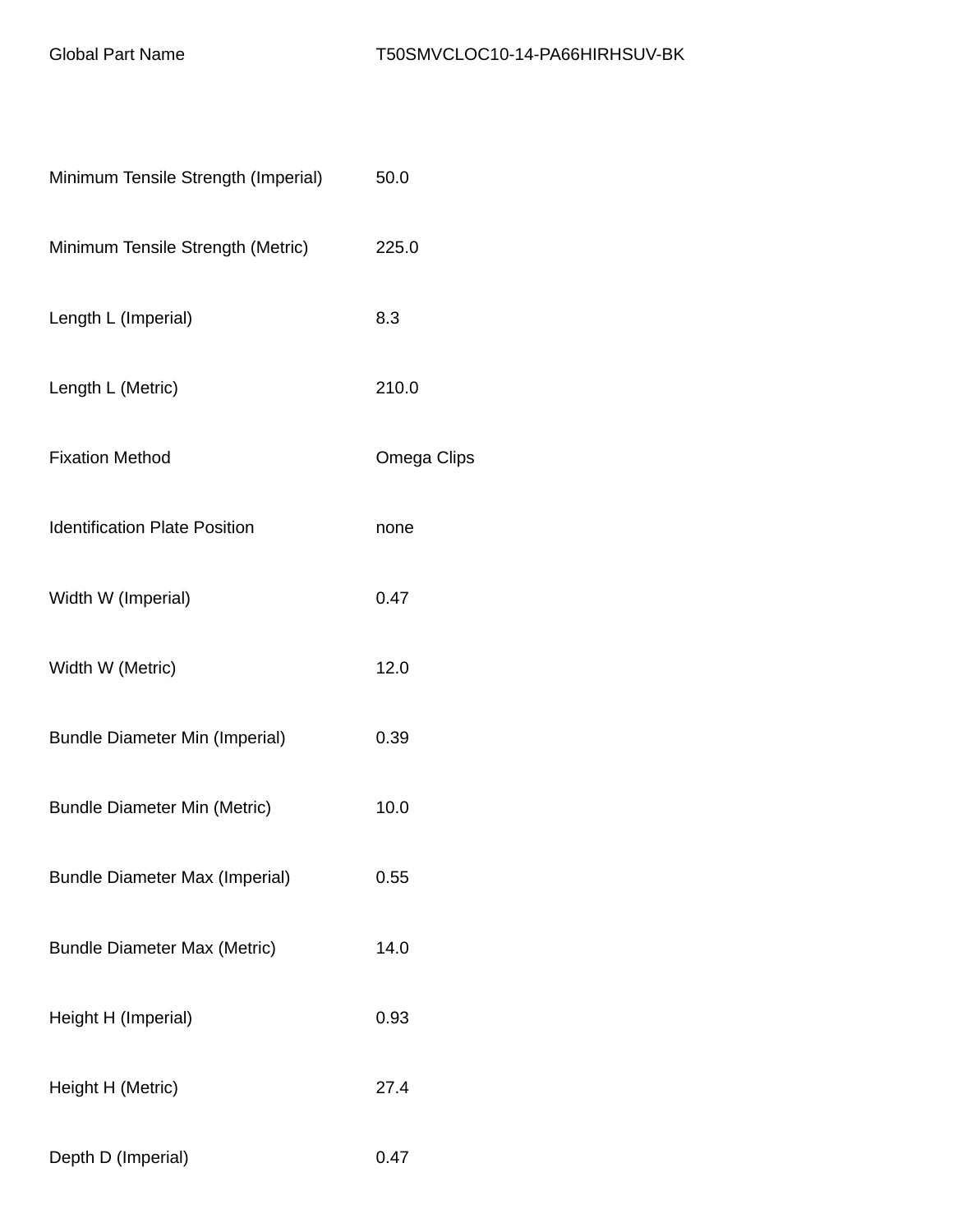| Global Part Name | T50SMVCLOC10-14-PA66HIRHSUV-BK |
| --- | --- |
| Minimum Tensile Strength (Imperial) | 50.0 |
| Minimum Tensile Strength (Metric) | 225.0 |
| Length L (Imperial) | 8.3 |
| Length L (Metric) | 210.0 |
| Fixation Method | Omega Clips |
| Identification Plate Position | none |
| Width W (Imperial) | 0.47 |
| Width W (Metric) | 12.0 |
| Bundle Diameter Min (Imperial) | 0.39 |
| Bundle Diameter Min (Metric) | 10.0 |
| Bundle Diameter Max (Imperial) | 0.55 |
| Bundle Diameter Max (Metric) | 14.0 |
| Height H (Imperial) | 0.93 |
| Height H (Metric) | 27.4 |
| Depth D (Imperial) | 0.47 |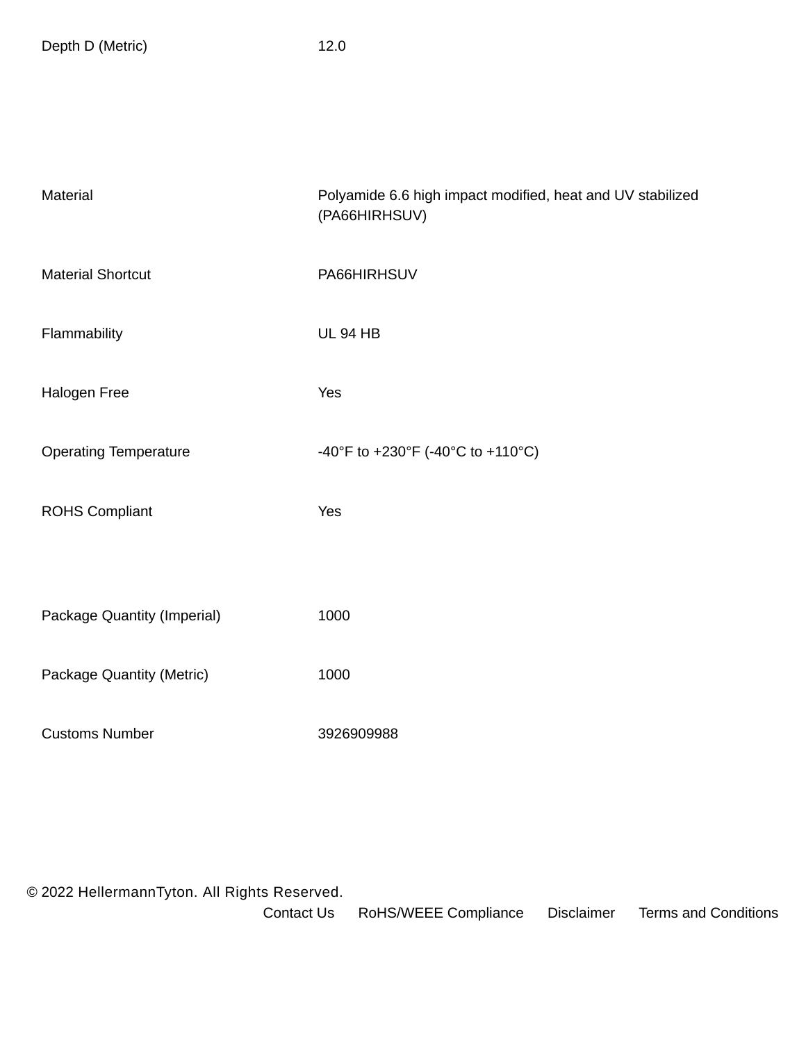| | |
|---|---|
| Depth D (Metric) | 12.0 |

| | |
|---|---|
| Material | Polyamide 6.6 high impact modified, heat and UV stabilized (PA66HIRHSUV) |
| Material Shortcut | PA66HIRHSUV |
| Flammability | UL 94 HB |
| Halogen Free | Yes |
| Operating Temperature | -40°F to +230°F (-40°C to +110°C) |
| ROHS Compliant | Yes |

| | |
|---|---|
| Package Quantity (Imperial) | 1000 |
| Package Quantity (Metric) | 1000 |
| Customs Number | 3926909988 |

© 2022 HellermannTyton. All Rights Reserved.

Contact Us RoHS/WEEE Compliance Disclaimer Terms and Conditions